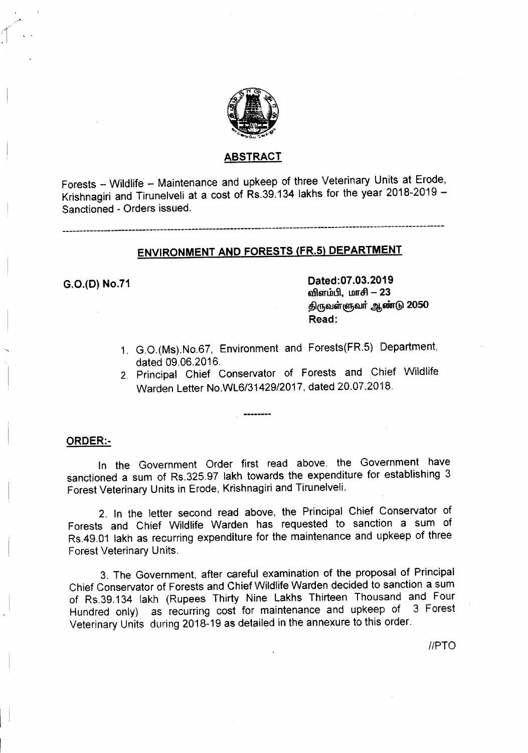## ABSTRACT

Forests – Wildlife – Maintenance and upkeep of three Veterinary Units at Erode, Krishnagiri and Tirunelveli at a cost of Rs.39.134 lakhs for the year 2018-2019 – Sanctioned - Orders issued.

---

## ENVIRONMENT AND FORESTS (FR.5) DEPARTMENT

**G.O.(D) No.71**

**Dated:07.03.2019**
**விளம்பி, மாசி – 23**
**திருவள்ளுவர் ஆண்டு 2050**
**Read:**

1. G.O.(Ms).No.67, Environment and Forests(FR.5) Department, dated 09.06.2016.
2. Principal Chief Conservator of Forests and Chief Wildlife Warden Letter No.WL6/31429/2017, dated 20.07.2018.

--------

**ORDER:-**

In the Government Order first read above, the Government have sanctioned a sum of Rs.325.97 lakh towards the expenditure for establishing 3 Forest Veterinary Units in Erode, Krishnagiri and Tirunelveli.

2. In the letter second read above, the Principal Chief Conservator of Forests and Chief Wildlife Warden has requested to sanction a sum of Rs.49.01 lakh as recurring expenditure for the maintenance and upkeep of three Forest Veterinary Units.

3. The Government, after careful examination of the proposal of Principal Chief Conservator of Forests and Chief Wildlife Warden decided to sanction a sum of Rs.39.134 lakh (Rupees Thirty Nine Lakhs Thirteen Thousand and Four Hundred only) as recurring cost for maintenance and upkeep of 3 Forest Veterinary Units during 2018-19 as detailed in the annexure to this order.

//PTO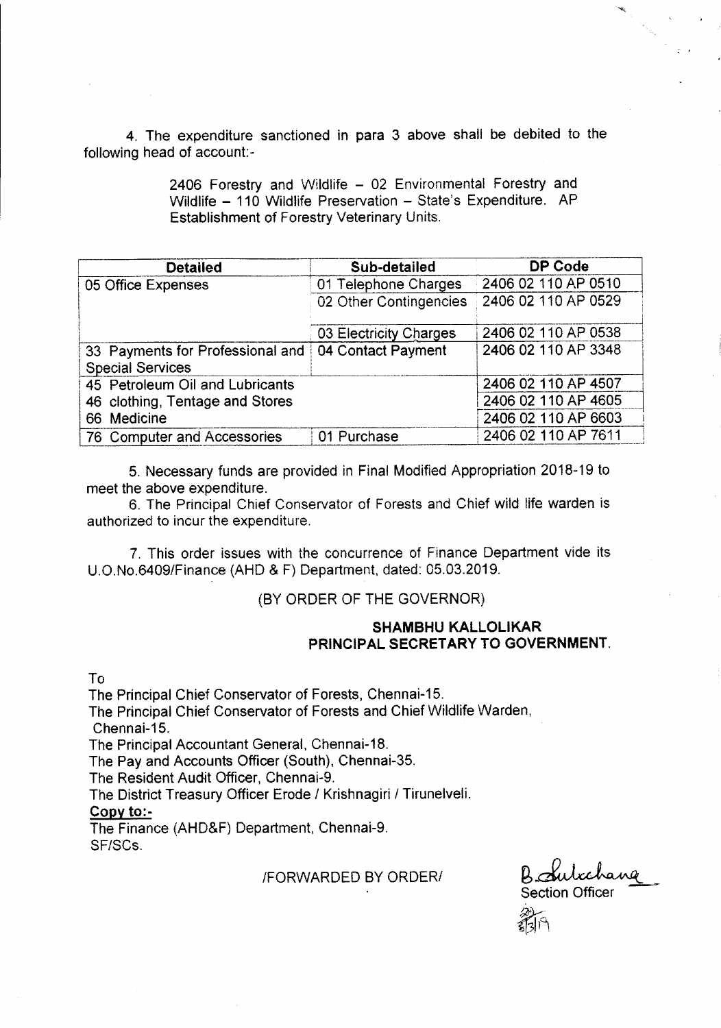4. The expenditure sanctioned in para 3 above shall be debited to the following head of account:-

> 2406 Forestry and Wildlife – 02 Environmental Forestry and Wildlife – 110 Wildlife Preservation – State's Expenditure. AP Establishment of Forestry Veterinary Units.

| Detailed | Sub-detailed | DP Code |
|---|---|---|
| 05 Office Expenses | 01 Telephone Charges | 2406 02 110 AP 0510 |
| | 02 Other Contingencies | 2406 02 110 AP 0529 |
| | 03 Electricity Charges | 2406 02 110 AP 0538 |
| 33 Payments for Professional and Special Services | 04 Contact Payment | 2406 02 110 AP 3348 |
| 45 Petroleum Oil and Lubricants | | 2406 02 110 AP 4507 |
| 46 clothing, Tentage and Stores | | 2406 02 110 AP 4605 |
| 66 Medicine | | 2406 02 110 AP 6603 |
| 76 Computer and Accessories | 01 Purchase | 2406 02 110 AP 7611 |

5. Necessary funds are provided in Final Modified Appropriation 2018-19 to meet the above expenditure.

6. The Principal Chief Conservator of Forests and Chief wild life warden is authorized to incur the expenditure.

7. This order issues with the concurrence of Finance Department vide its U.O.No.6409/Finance (AHD & F) Department, dated: 05.03.2019.

(BY ORDER OF THE GOVERNOR)

**SHAMBHU KALLOLIKAR**
**PRINCIPAL SECRETARY TO GOVERNMENT.**

To

The Principal Chief Conservator of Forests, Chennai-15.
The Principal Chief Conservator of Forests and Chief Wildlife Warden, Chennai-15.
The Principal Accountant General, Chennai-18.
The Pay and Accounts Officer (South), Chennai-35.
The Resident Audit Officer, Chennai-9.
The District Treasury Officer Erode / Krishnagiri / Tirunelveli.

**Copy to:-**

The Finance (AHD&F) Department, Chennai-9.
SF/SCs.

/FORWARDED BY ORDER/

B. Sulochana
Section Officer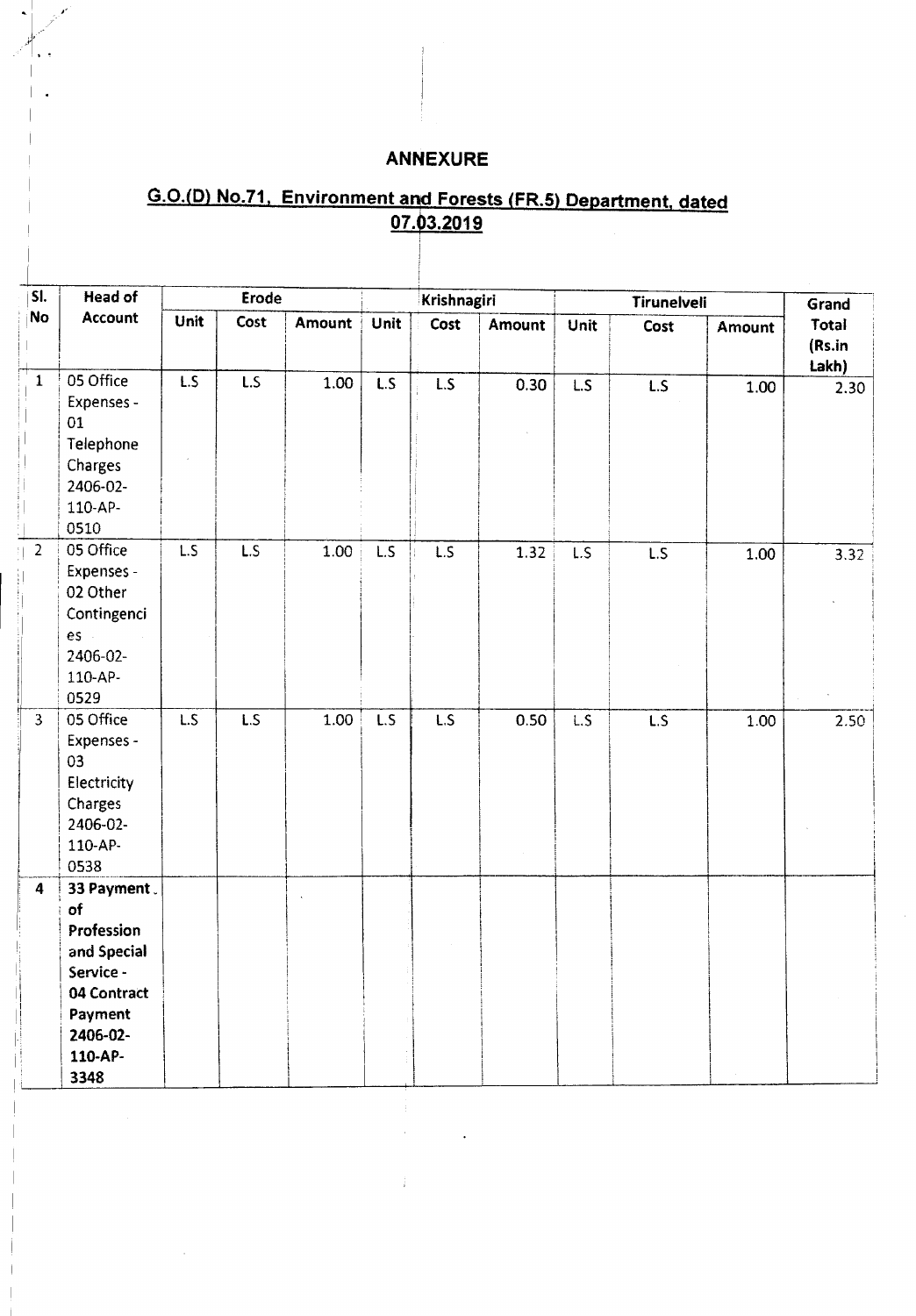## ANNEXURE

## G.O.(D) No.71, Environment and Forests (FR.5) Department, dated 07.03.2019

| Sl. No | Head of Account | Erode | | | Krishnagiri | | | Tirunelveli | | | Grand Total (Rs.in Lakh) |
|---|---|---|---|---|---|---|---|---|---|---|---|
| | | Unit | Cost | Amount | Unit | Cost | Amount | Unit | Cost | Amount | |
| 1 | 05 Office Expenses - 01 Telephone Charges 2406-02-110-AP-0510 | L.S | L.S | 1.00 | L.S | L.S | 0.30 | L.S | L.S | 1.00 | 2.30 |
| 2 | 05 Office Expenses - 02 Other Contingencies 2406-02-110-AP-0529 | L.S | L.S | 1.00 | L.S | L.S | 1.32 | L.S | L.S | 1.00 | 3.32 |
| 3 | 05 Office Expenses - 03 Electricity Charges 2406-02-110-AP-0538 | L.S | L.S | 1.00 | L.S | L.S | 0.50 | L.S | L.S | 1.00 | 2.50 |
| 4 | **33 Payment of Profession and Special Service - 04 Contract Payment 2406-02-110-AP-3348** | | | | | | | | | | |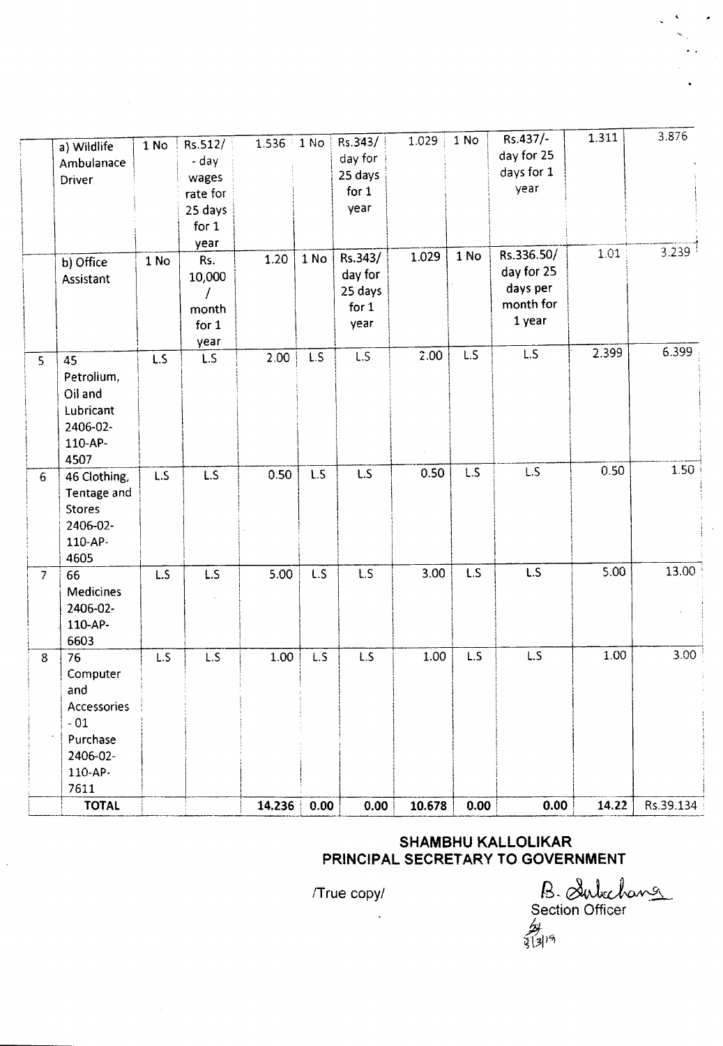| | | | | | | | | | | | |
|---|---|---|---|---|---|---|---|---|---|---|---|
| | a) Wildlife Ambulanace Driver | 1 No | Rs.512/ - day wages rate for 25 days for 1 year | 1.536 | 1 No | Rs.343/ day for 25 days for 1 year | 1.029 | 1 No | Rs.437/- day for 25 days for 1 year | 1.311 | 3.876 |
| | b) Office Assistant | 1 No | Rs. 10,000 / month for 1 year | 1.20 | 1 No | Rs.343/ day for 25 days for 1 year | 1.029 | 1 No | Rs.336.50/ day for 25 days per month for 1 year | 1.01 | 3.239 |
| 5 | 45 Petrolium, Oil and Lubricant 2406-02-110-AP-4507 | L.S | L.S | 2.00 | L.S | L.S | 2.00 | L.S | L.S | 2.399 | 6.399 |
| 6 | 46 Clothing, Tentage and Stores 2406-02-110-AP-4605 | L.S | L.S | 0.50 | L.S | L.S | 0.50 | L.S | L.S | 0.50 | 1.50 |
| 7 | 66 Medicines 2406-02-110-AP-6603 | L.S | L.S | 5.00 | L.S | L.S | 3.00 | L.S | L.S | 5.00 | 13.00 |
| 8 | 76 Computer and Accessories - 01 Purchase 2406-02-110-AP-7611 | L.S | L.S | 1.00 | L.S | L.S | 1.00 | L.S | L.S | 1.00 | 3.00 |
| | **TOTAL** | | | 14.236 | 0.00 | 0.00 | 10.678 | 0.00 | 0.00 | 14.22 | Rs.39.134 |

**SHAMBHU KALLOLIKAR**
**PRINCIPAL SECRETARY TO GOVERNMENT**

/True copy/

B. Sulochana
Section Officer
3/3/19